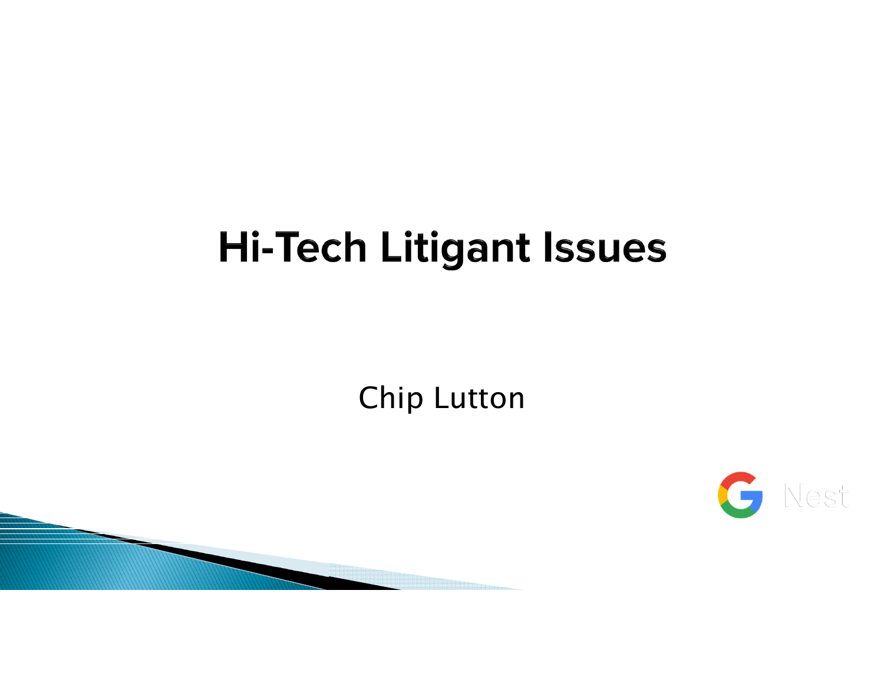# Hi-Tech Litigant Issues

Chip Lutton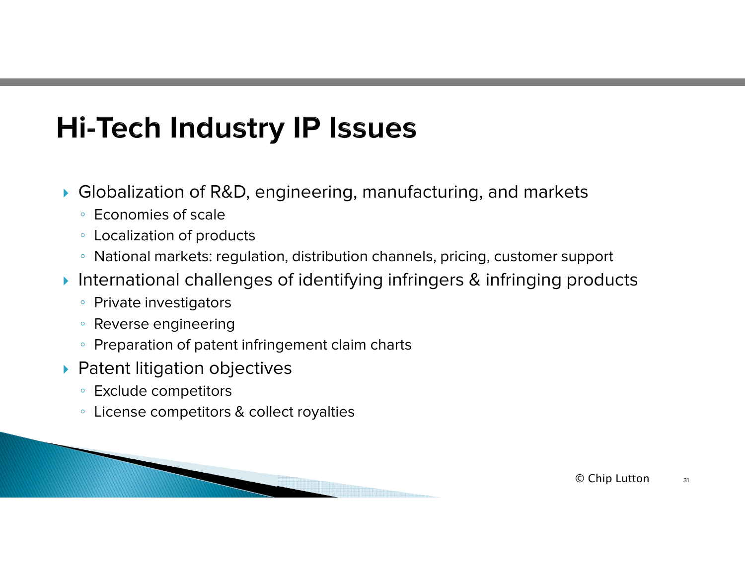# Hi-Tech Industry IP Issues

- Globalization of R&D, engineering, manufacturing, and markets
  - Economies of scale
  - Localization of products
  - National markets: regulation, distribution channels, pricing, customer support
- International challenges of identifying infringers & infringing products
  - Private investigators
  - Reverse engineering
  - Preparation of patent infringement claim charts
- Patent litigation objectives
  - Exclude competitors
  - License competitors & collect royalties

© Chip Lutton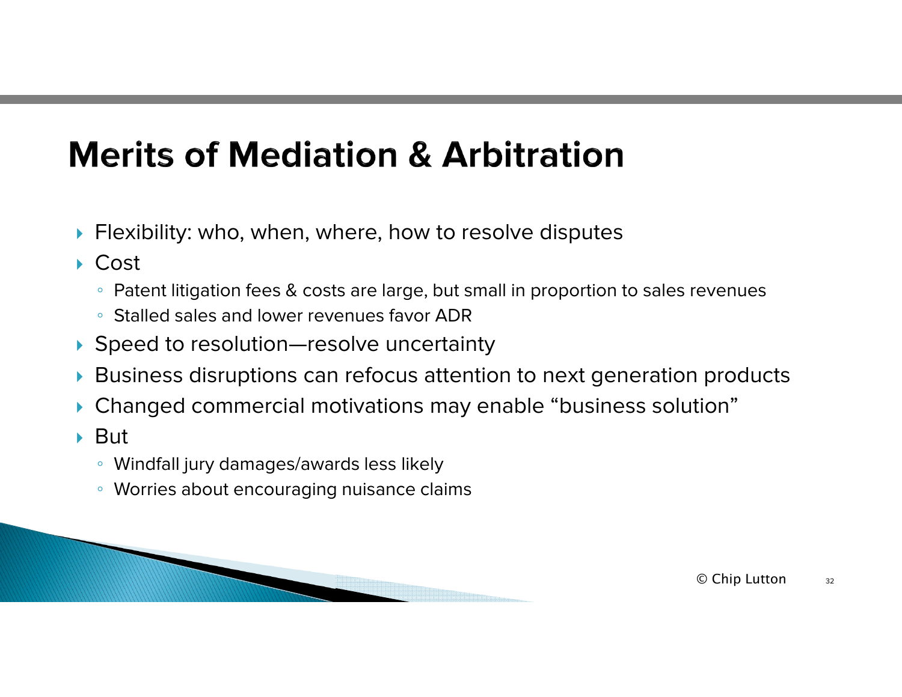# Merits of Mediation & Arbitration

- Flexibility: who, when, where, how to resolve disputes
- Cost
  - Patent litigation fees & costs are large, but small in proportion to sales revenues
  - Stalled sales and lower revenues favor ADR
- Speed to resolution—resolve uncertainty
- Business disruptions can refocus attention to next generation products
- Changed commercial motivations may enable "business solution"
- But
  - Windfall jury damages/awards less likely
  - Worries about encouraging nuisance claims

© Chip Lutton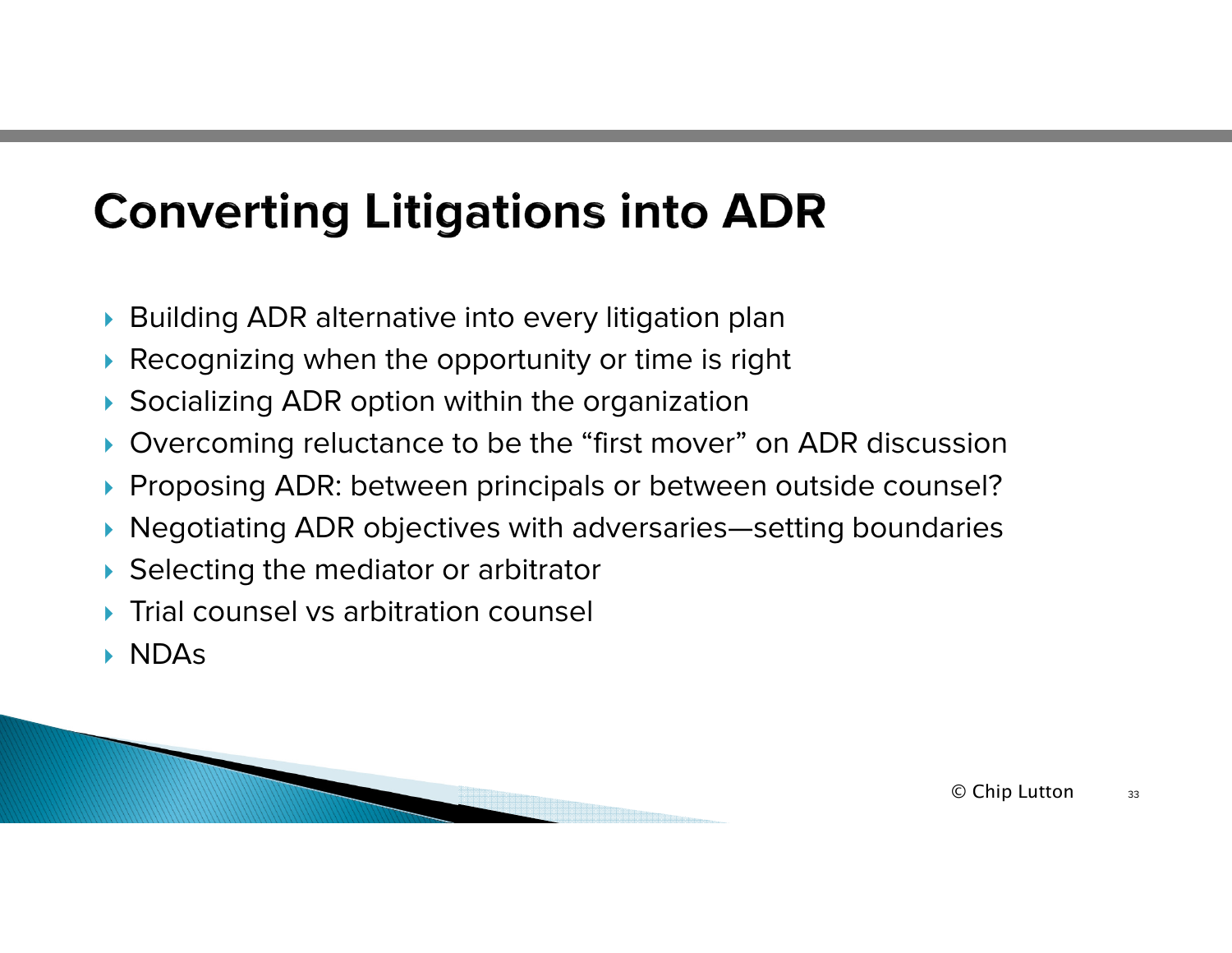# Converting Litigations into ADR

- Building ADR alternative into every litigation plan
- Recognizing when the opportunity or time is right
- Socializing ADR option within the organization
- Overcoming reluctance to be the "first mover" on ADR discussion
- Proposing ADR: between principals or between outside counsel?
- Negotiating ADR objectives with adversaries—setting boundaries
- Selecting the mediator or arbitrator
- Trial counsel vs arbitration counsel
- NDAs

© Chip Lutton